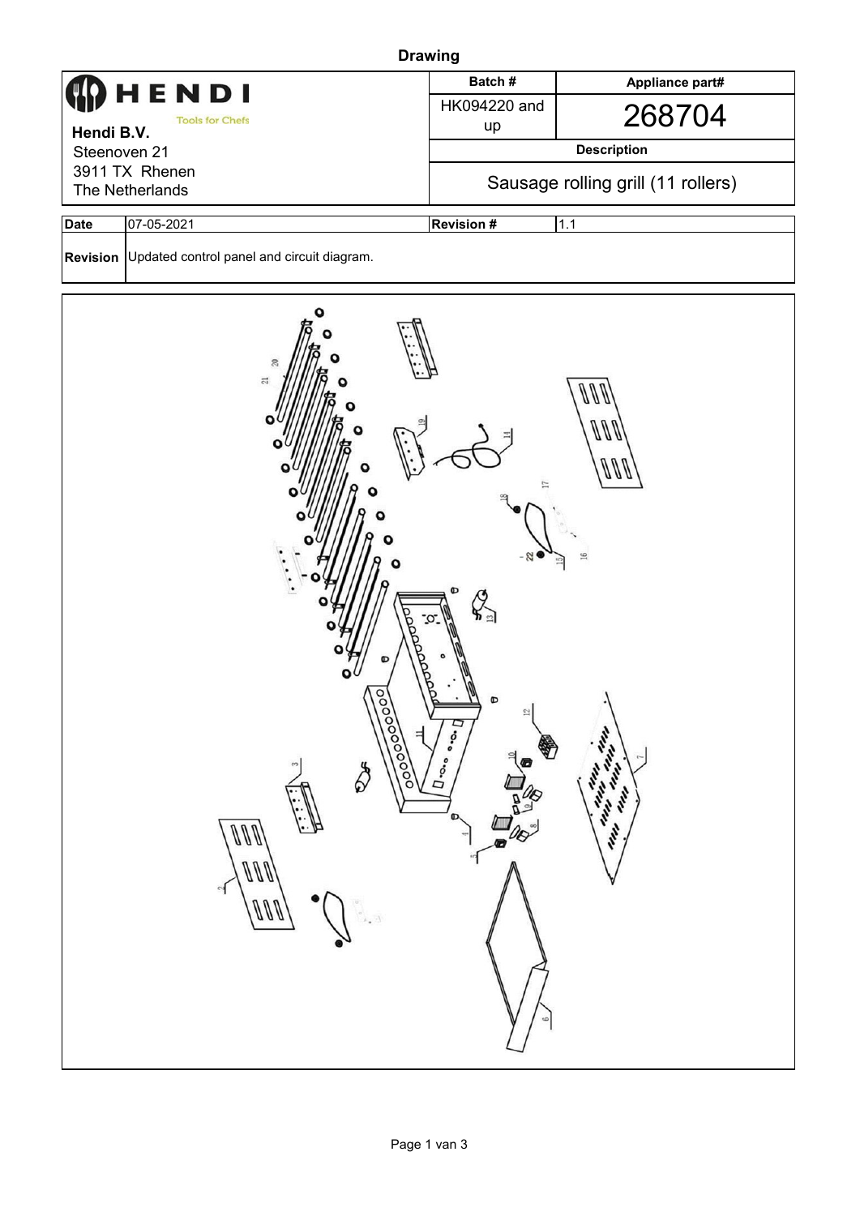# Drawing

| **HENDI** Tools for Chefs | Batch # | Appliance part# |
|---|---|---|
| **Hendi B.V.** | HK094220 and up | 268704 |
| Steenoven 21 | **Description** | |
| 3911 TX Rhenen<br>The Netherlands | Sausage rolling grill (11 rollers) | |

| **Date** | 07-05-2021 | **Revision #** | 1.1 |
|---|---|---|---|
| **Revision** | Updated control panel and circuit diagram. | | |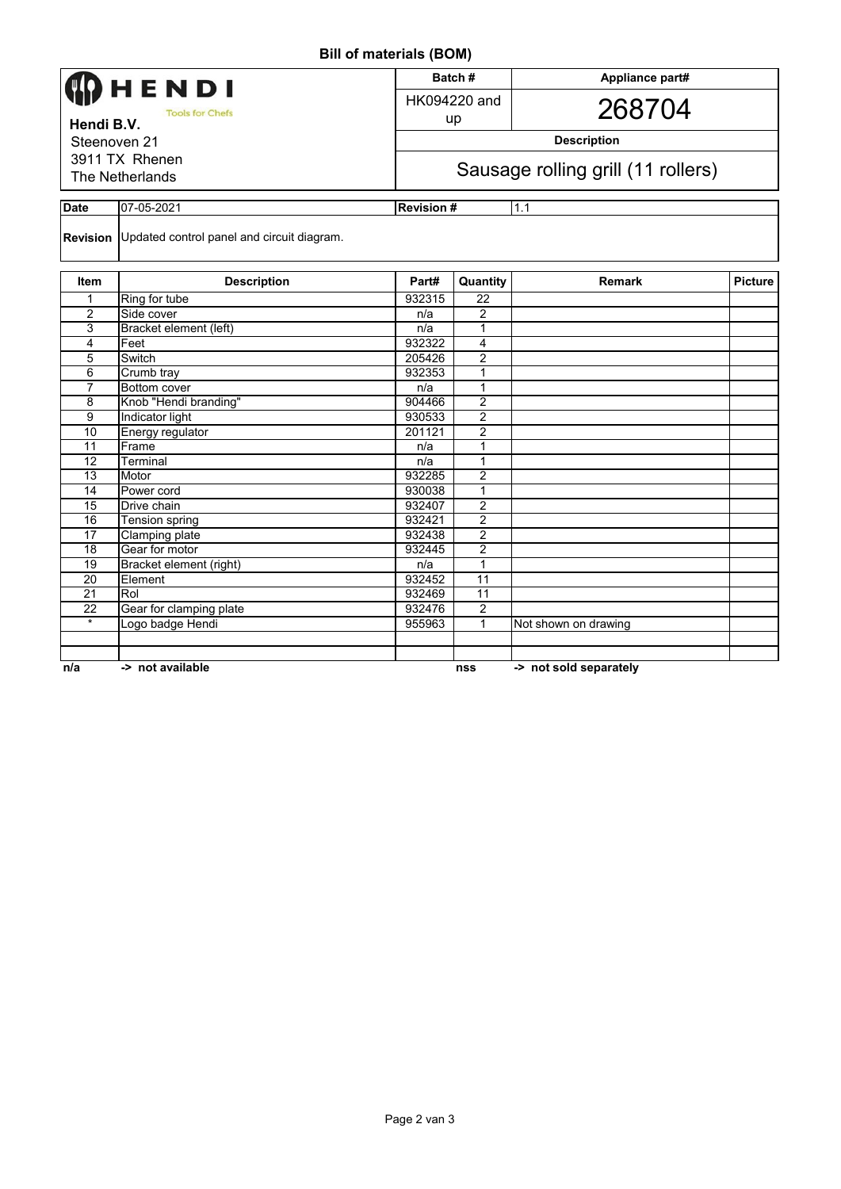# Bill of materials (BOM)

| **HENDI** Tools for Chefs<br>**Hendi B.V.**<br>Steenoven 21<br>3911 TX Rhenen<br>The Netherlands | **Batch #** | **Appliance part#** |
|---|---|---|
| | HK094220 and up | 268704 |
| | **Description** | |
| | Sausage rolling grill (11 rollers) | |

| **Date** | 07-05-2021 | **Revision #** | 1.1 |
|---|---|---|---|
| **Revision** | Updated control panel and circuit diagram. | | |

| Item | Description | Part# | Quantity | Remark | Picture |
|---|---|---|---|---|---|
| 1 | Ring for tube | 932315 | 22 | | |
| 2 | Side cover | n/a | 2 | | |
| 3 | Bracket element (left) | n/a | 1 | | |
| 4 | Feet | 932322 | 4 | | |
| 5 | Switch | 205426 | 2 | | |
| 6 | Crumb tray | 932353 | 1 | | |
| 7 | Bottom cover | n/a | 1 | | |
| 8 | Knob "Hendi branding" | 904466 | 2 | | |
| 9 | Indicator light | 930533 | 2 | | |
| 10 | Energy regulator | 201121 | 2 | | |
| 11 | Frame | n/a | 1 | | |
| 12 | Terminal | n/a | 1 | | |
| 13 | Motor | 932285 | 2 | | |
| 14 | Power cord | 930038 | 1 | | |
| 15 | Drive chain | 932407 | 2 | | |
| 16 | Tension spring | 932421 | 2 | | |
| 17 | Clamping plate | 932438 | 2 | | |
| 18 | Gear for motor | 932445 | 2 | | |
| 19 | Bracket element (right) | n/a | 1 | | |
| 20 | Element | 932452 | 11 | | |
| 21 | Rol | 932469 | 11 | | |
| 22 | Gear for clamping plate | 932476 | 2 | | |
| * | Logo badge Hendi | 955963 | 1 | Not shown on drawing | |
| | | | | | |
| | | | | | |

**n/a -> not available** **nss -> not sold separately**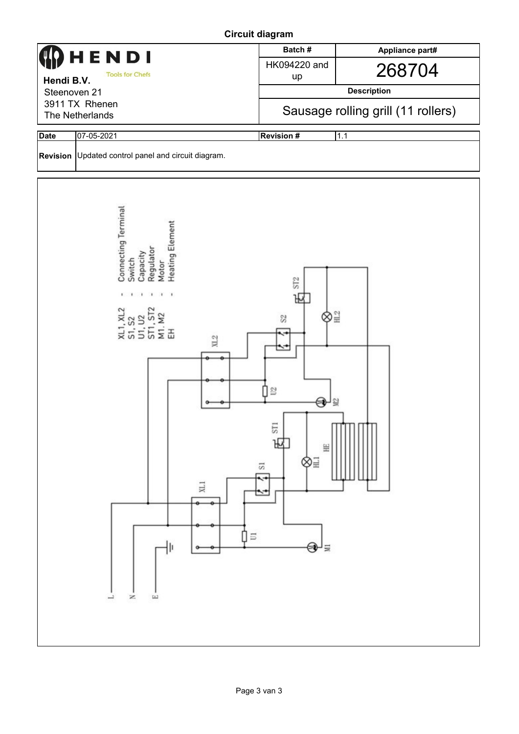# Circuit diagram

| | | |
|---|---|---|
| **HENDI** Tools for Chefs<br>**Hendi B.V.**<br>Steenoven 21<br>3911 TX Rhenen<br>The Netherlands | **Batch #** | **Appliance part#** |
| | HK094220 and up | 268704 |
| | **Description** | |
| | Sausage rolling grill (11 rollers) | |

| | | | |
|---|---|---|---|
| **Date** | 07-05-2021 | **Revision #** | 1.1 |
| **Revision** | Updated control panel and circuit diagram. | | |

XL1, XL2 - Connecting Terminal
S1, S2 - Switch
U1, U2 - Capacity
ST1, ST2 - Regulator
M1, M2 - Motor
EH - Heating Element

XL2
S2
ST2
HL2
U2
M2
ST1
HE
S1
HL1
XL1
U1
M1
L
N
E